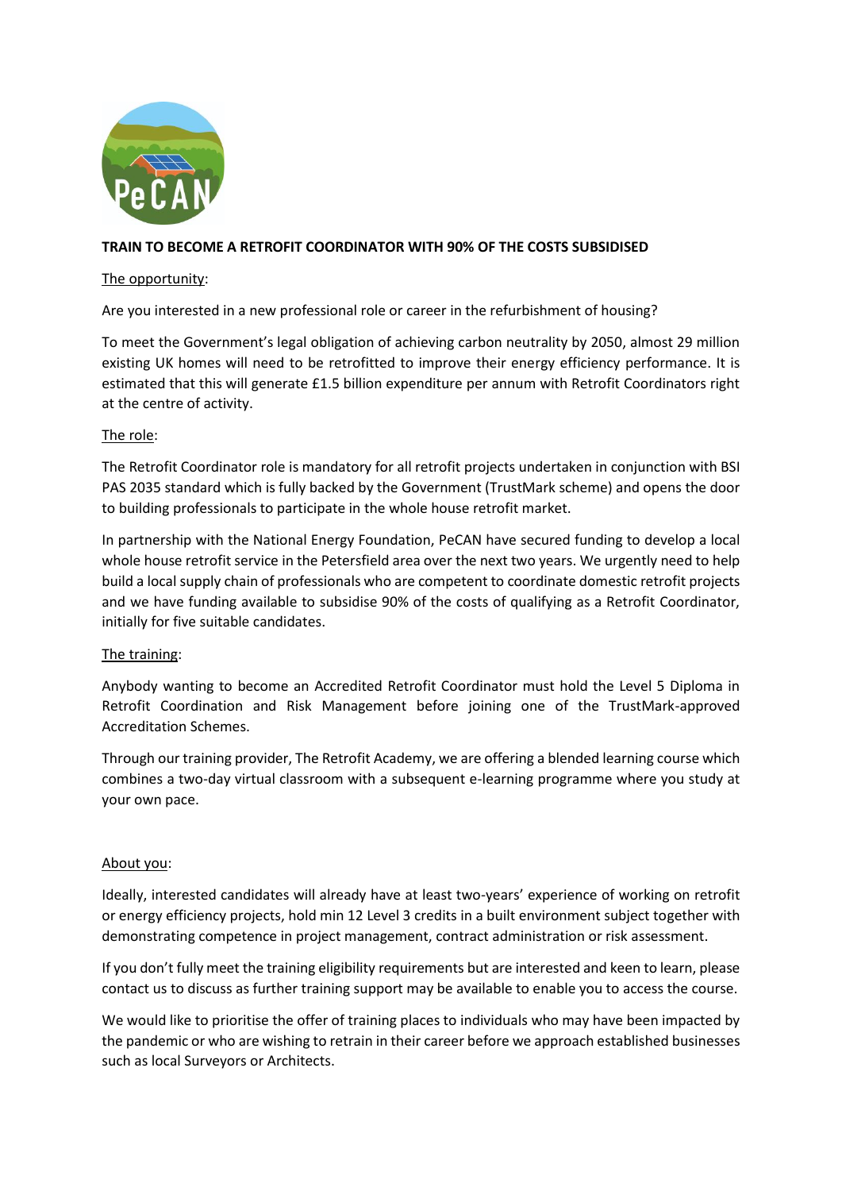**TRAIN TO BECOME A RETROFIT COORDINATOR WITH 90% OF THE COSTS SUBSIDISED**

The opportunity:

Are you interested in a new professional role or career in the refurbishment of housing?

To meet the Government's legal obligation of achieving carbon neutrality by 2050, almost 29 million existing UK homes will need to be retrofitted to improve their energy efficiency performance. It is estimated that this will generate £1.5 billion expenditure per annum with Retrofit Coordinators right at the centre of activity.

The role:

The Retrofit Coordinator role is mandatory for all retrofit projects undertaken in conjunction with BSI PAS 2035 standard which is fully backed by the Government (TrustMark scheme) and opens the door to building professionals to participate in the whole house retrofit market.

In partnership with the National Energy Foundation, PeCAN have secured funding to develop a local whole house retrofit service in the Petersfield area over the next two years. We urgently need to help build a local supply chain of professionals who are competent to coordinate domestic retrofit projects and we have funding available to subsidise 90% of the costs of qualifying as a Retrofit Coordinator, initially for five suitable candidates.

The training:

Anybody wanting to become an Accredited Retrofit Coordinator must hold the Level 5 Diploma in Retrofit Coordination and Risk Management before joining one of the TrustMark-approved Accreditation Schemes.

Through our training provider, The Retrofit Academy, we are offering a blended learning course which combines a two-day virtual classroom with a subsequent e-learning programme where you study at your own pace.

About you:

Ideally, interested candidates will already have at least two-years' experience of working on retrofit or energy efficiency projects, hold min 12 Level 3 credits in a built environment subject together with demonstrating competence in project management, contract administration or risk assessment.

If you don't fully meet the training eligibility requirements but are interested and keen to learn, please contact us to discuss as further training support may be available to enable you to access the course.

We would like to prioritise the offer of training places to individuals who may have been impacted by the pandemic or who are wishing to retrain in their career before we approach established businesses such as local Surveyors or Architects.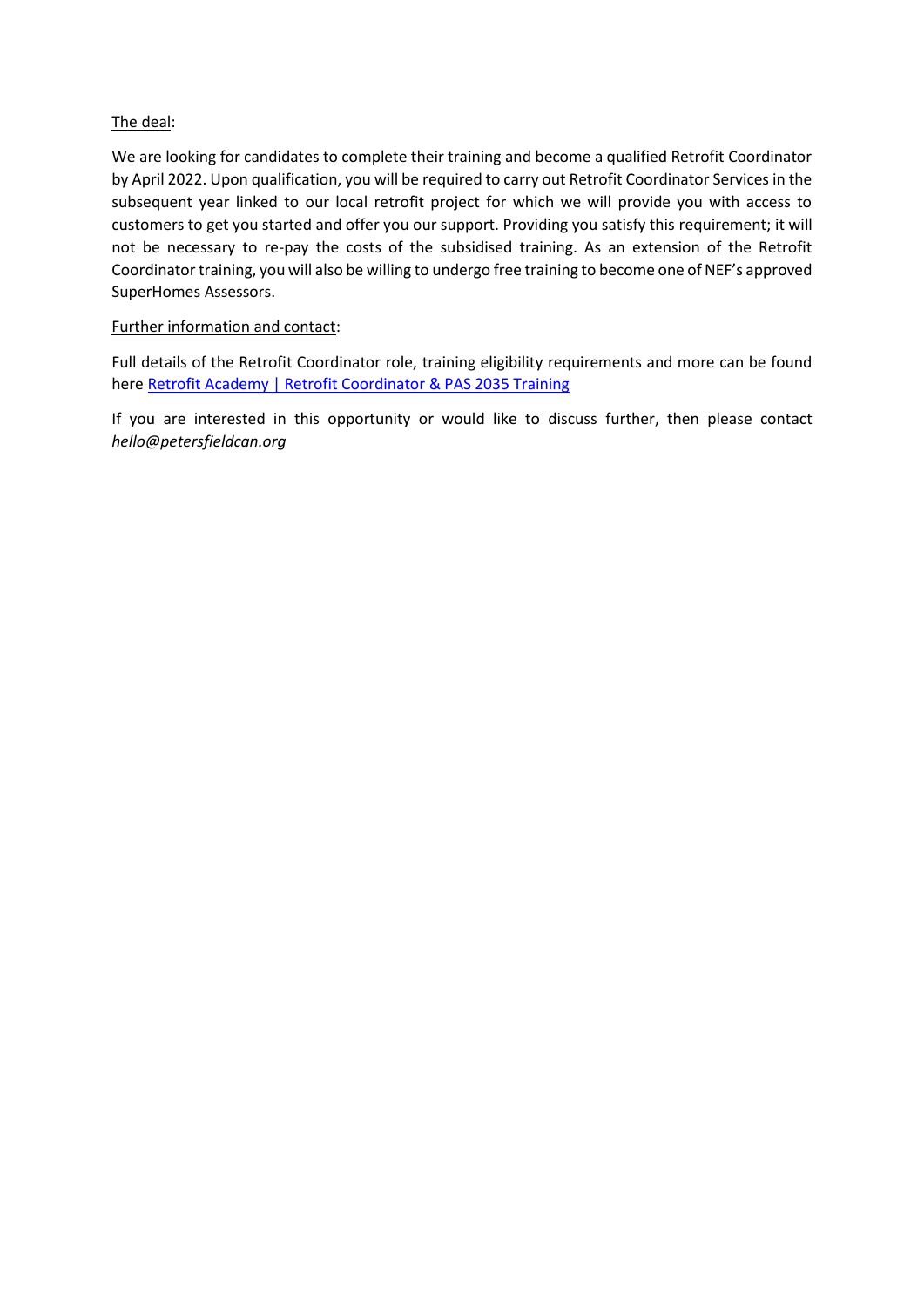The deal:

We are looking for candidates to complete their training and become a qualified Retrofit Coordinator by April 2022. Upon qualification, you will be required to carry out Retrofit Coordinator Services in the subsequent year linked to our local retrofit project for which we will provide you with access to customers to get you started and offer you our support. Providing you satisfy this requirement; it will not be necessary to re-pay the costs of the subsidised training. As an extension of the Retrofit Coordinator training, you will also be willing to undergo free training to become one of NEF's approved SuperHomes Assessors.

Further information and contact:

Full details of the Retrofit Coordinator role, training eligibility requirements and more can be found here Retrofit Academy | Retrofit Coordinator & PAS 2035 Training

If you are interested in this opportunity or would like to discuss further, then please contact *hello@petersfieldcan.org*